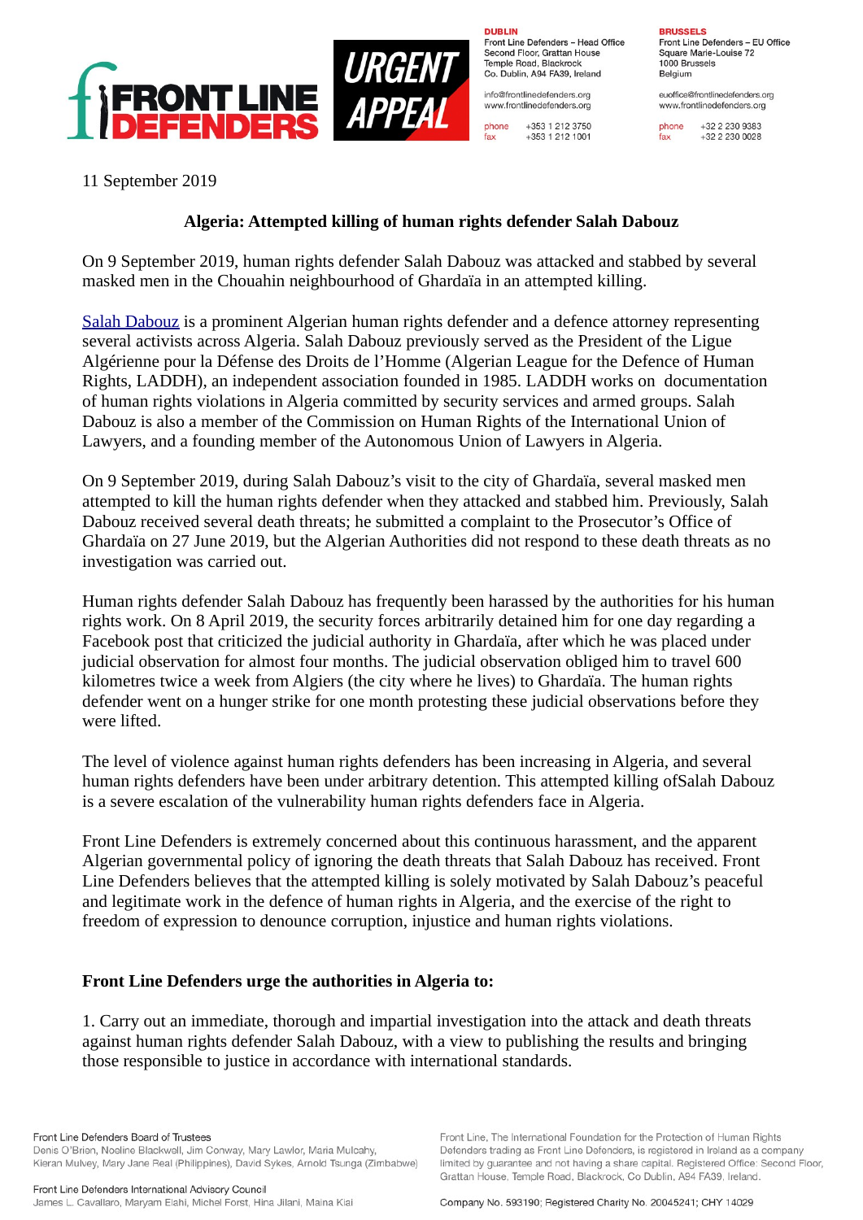FRONT LINE DEFENDERS

URGENT APPEAL

**DUBLIN**
Front Line Defenders – Head Office
Second Floor, Grattan House
Temple Road, Blackrock
Co. Dublin, A94 FA39, Ireland

info@frontlinedefenders.org
www.frontlinedefenders.org

phone +353 1 212 3750
fax +353 1 212 1001

**BRUSSELS**
Front Line Defenders – EU Office
Square Marie-Louise 72
1000 Brussels
Belgium

euoffice@frontlinedefenders.org
www.frontlinedefenders.org

phone +32 2 230 9383
fax +32 2 230 0028

11 September 2019

## Algeria: Attempted killing of human rights defender Salah Dabouz

On 9 September 2019, human rights defender Salah Dabouz was attacked and stabbed by several masked men in the Chouahin neighbourhood of Ghardaïa in an attempted killing.

Salah Dabouz is a prominent Algerian human rights defender and a defence attorney representing several activists across Algeria. Salah Dabouz previously served as the President of the Ligue Algérienne pour la Défense des Droits de l'Homme (Algerian League for the Defence of Human Rights, LADDH), an independent association founded in 1985. LADDH works on documentation of human rights violations in Algeria committed by security services and armed groups. Salah Dabouz is also a member of the Commission on Human Rights of the International Union of Lawyers, and a founding member of the Autonomous Union of Lawyers in Algeria.

On 9 September 2019, during Salah Dabouz's visit to the city of Ghardaïa, several masked men attempted to kill the human rights defender when they attacked and stabbed him. Previously, Salah Dabouz received several death threats; he submitted a complaint to the Prosecutor's Office of Ghardaïa on 27 June 2019, but the Algerian Authorities did not respond to these death threats as no investigation was carried out.

Human rights defender Salah Dabouz has frequently been harassed by the authorities for his human rights work. On 8 April 2019, the security forces arbitrarily detained him for one day regarding a Facebook post that criticized the judicial authority in Ghardaïa, after which he was placed under judicial observation for almost four months. The judicial observation obliged him to travel 600 kilometres twice a week from Algiers (the city where he lives) to Ghardaïa. The human rights defender went on a hunger strike for one month protesting these judicial observations before they were lifted.

The level of violence against human rights defenders has been increasing in Algeria, and several human rights defenders have been under arbitrary detention. This attempted killing ofSalah Dabouz is a severe escalation of the vulnerability human rights defenders face in Algeria.

Front Line Defenders is extremely concerned about this continuous harassment, and the apparent Algerian governmental policy of ignoring the death threats that Salah Dabouz has received. Front Line Defenders believes that the attempted killing is solely motivated by Salah Dabouz's peaceful and legitimate work in the defence of human rights in Algeria, and the exercise of the right to freedom of expression to denounce corruption, injustice and human rights violations.

**Front Line Defenders urge the authorities in Algeria to:**

1. Carry out an immediate, thorough and impartial investigation into the attack and death threats against human rights defender Salah Dabouz, with a view to publishing the results and bringing those responsible to justice in accordance with international standards.

Front Line Defenders Board of Trustees
Denis O'Brien, Noeline Blackwell, Jim Conway, Mary Lawlor, Maria Mulcahy, Kieran Mulvey, Mary Jane Real (Philippines), David Sykes, Arnold Tsunga (Zimbabwe)

Front Line Defenders International Advisory Council
James L. Cavallaro, Maryam Elahi, Michel Forst, Hina Jilani, Maina Kiai

Front Line, The International Foundation for the Protection of Human Rights Defenders trading as Front Line Defenders, is registered in Ireland as a company limited by guarantee and not having a share capital. Registered Office: Second Floor, Grattan House, Temple Road, Blackrock, Co Dublin, A94 FA39, Ireland.

Company No. 593190; Registered Charity No. 20045241; CHY 14029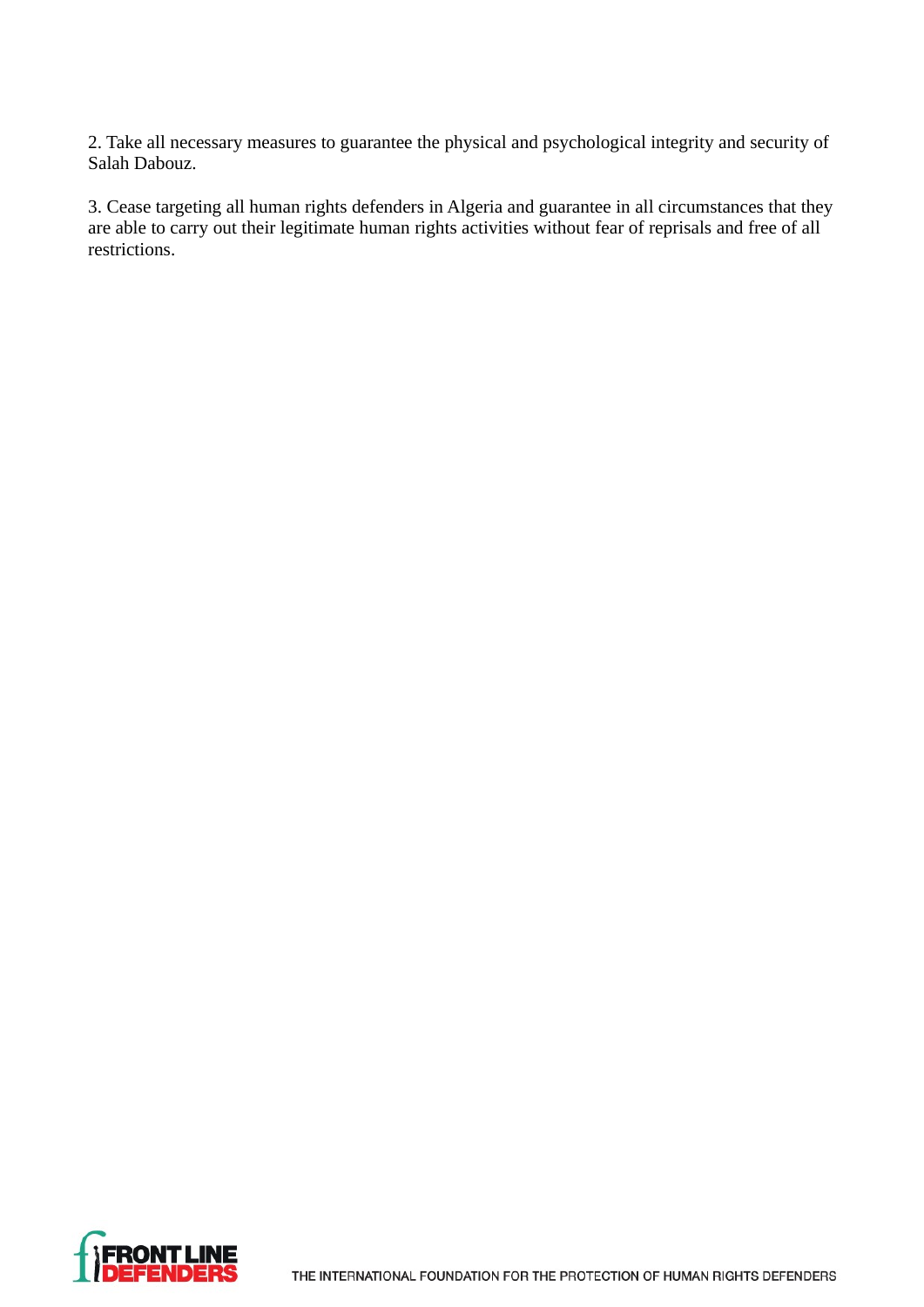2. Take all necessary measures to guarantee the physical and psychological integrity and security of Salah Dabouz.

3. Cease targeting all human rights defenders in Algeria and guarantee in all circumstances that they are able to carry out their legitimate human rights activities without fear of reprisals and free of all restrictions.